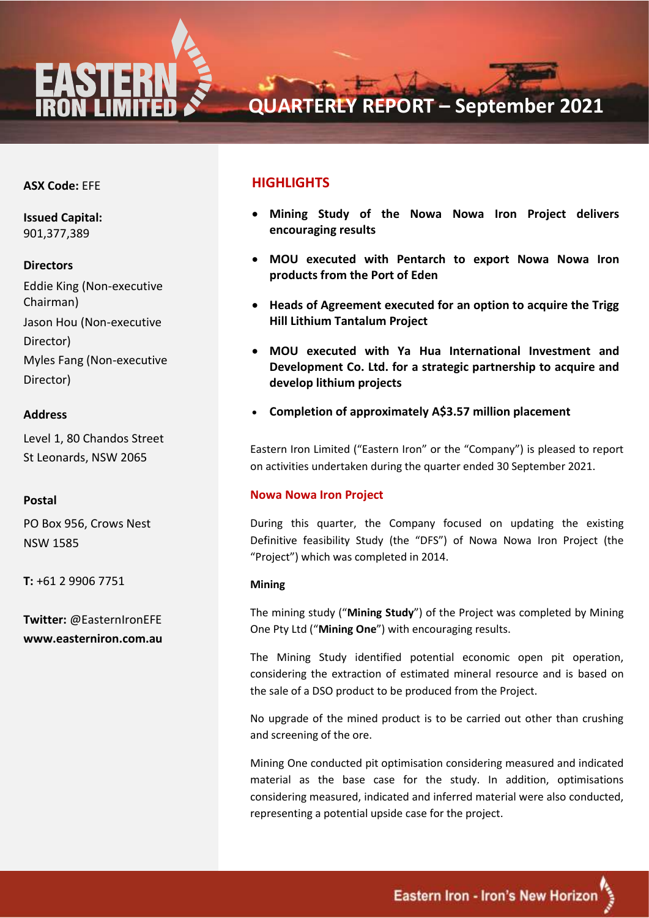# QUARTERLY REPORT – September 2021

**ASX Code:** EFE

**Issued Capital:**
901,377,389

**Directors**

Eddie King (Non-executive Chairman)

Jason Hou (Non-executive Director)

Myles Fang (Non-executive Director)

**Address**

Level 1, 80 Chandos Street
St Leonards, NSW 2065

**Postal**

PO Box 956, Crows Nest
NSW 1585

**T:** +61 2 9906 7751

**Twitter:** @EasternIronEFE
**www.easterniron.com.au**

## HIGHLIGHTS

- **Mining Study of the Nowa Nowa Iron Project delivers encouraging results**
- **MOU executed with Pentarch to export Nowa Nowa Iron products from the Port of Eden**
- **Heads of Agreement executed for an option to acquire the Trigg Hill Lithium Tantalum Project**
- **MOU executed with Ya Hua International Investment and Development Co. Ltd. for a strategic partnership to acquire and develop lithium projects**
- **Completion of approximately A$3.57 million placement**

Eastern Iron Limited ("Eastern Iron" or the "Company") is pleased to report on activities undertaken during the quarter ended 30 September 2021.

## Nowa Nowa Iron Project

During this quarter, the Company focused on updating the existing Definitive feasibility Study (the "DFS") of Nowa Nowa Iron Project (the "Project") which was completed in 2014.

### Mining

The mining study ("**Mining Study**") of the Project was completed by Mining One Pty Ltd ("**Mining One**") with encouraging results.

The Mining Study identified potential economic open pit operation, considering the extraction of estimated mineral resource and is based on the sale of a DSO product to be produced from the Project.

No upgrade of the mined product is to be carried out other than crushing and screening of the ore.

Mining One conducted pit optimisation considering measured and indicated material as the base case for the study. In addition, optimisations considering measured, indicated and inferred material were also conducted, representing a potential upside case for the project.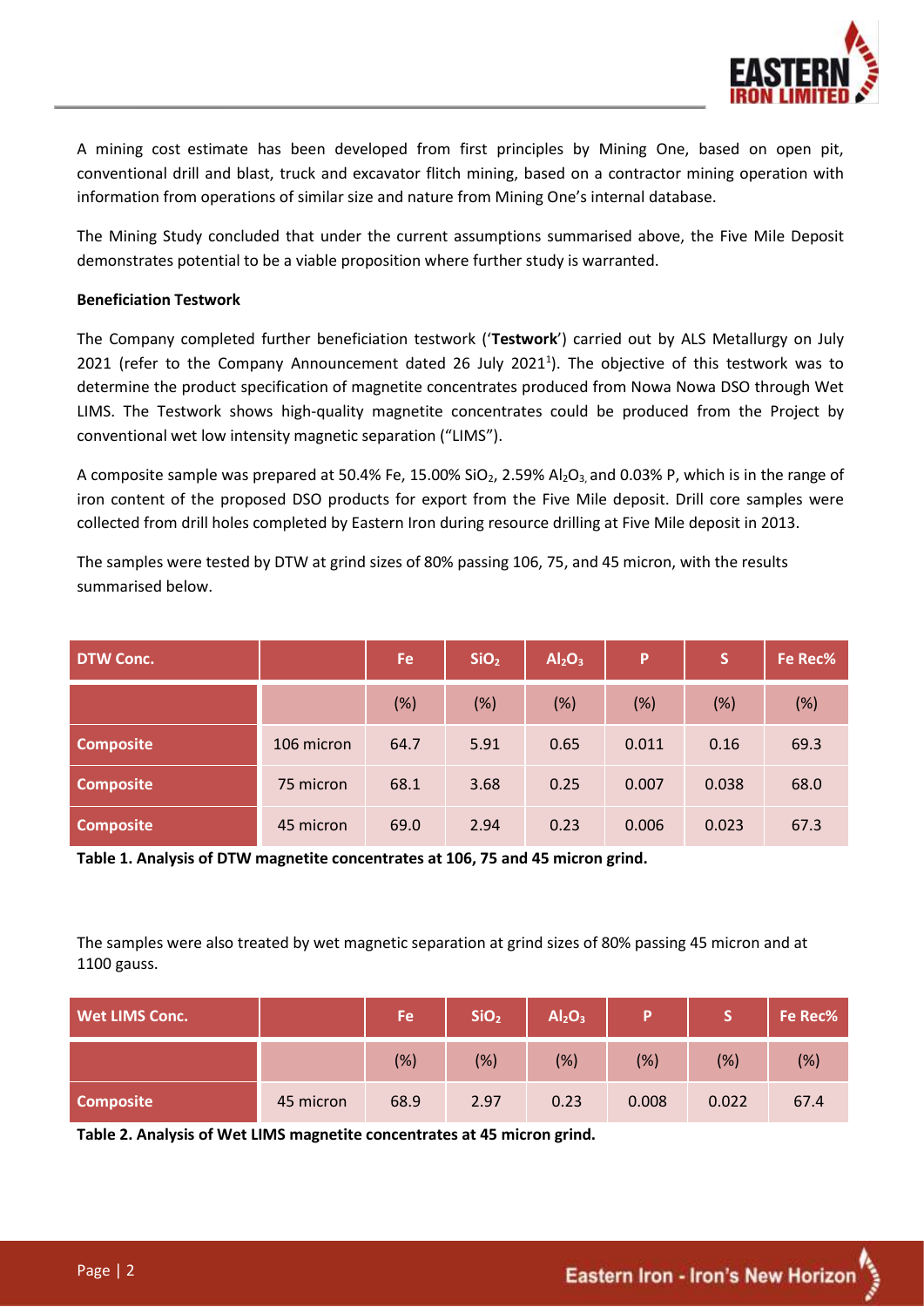A mining cost estimate has been developed from first principles by Mining One, based on open pit, conventional drill and blast, truck and excavator flitch mining, based on a contractor mining operation with information from operations of similar size and nature from Mining One's internal database.

The Mining Study concluded that under the current assumptions summarised above, the Five Mile Deposit demonstrates potential to be a viable proposition where further study is warranted.

**Beneficiation Testwork**

The Company completed further beneficiation testwork ('**Testwork**') carried out by ALS Metallurgy on July 2021 (refer to the Company Announcement dated 26 July 2021[1]). The objective of this testwork was to determine the product specification of magnetite concentrates produced from Nowa Nowa DSO through Wet LIMS. The Testwork shows high-quality magnetite concentrates could be produced from the Project by conventional wet low intensity magnetic separation ("LIMS").

A composite sample was prepared at 50.4% Fe, 15.00% $SiO_2$, 2.59% $Al_2O_3$, and 0.03% P, which is in the range of iron content of the proposed DSO products for export from the Five Mile deposit. Drill core samples were collected from drill holes completed by Eastern Iron during resource drilling at Five Mile deposit in 2013.

The samples were tested by DTW at grind sizes of 80% passing 106, 75, and 45 micron, with the results summarised below.

| DTW Conc. | | Fe | $SiO_2$ | $Al_2O_3$ | P | S | Fe Rec% |
|---|---|---|---|---|---|---|---|
| | | (%) | (%) | (%) | (%) | (%) | (%) |
| Composite | 106 micron | 64.7 | 5.91 | 0.65 | 0.011 | 0.16 | 69.3 |
| Composite | 75 micron | 68.1 | 3.68 | 0.25 | 0.007 | 0.038 | 68.0 |
| Composite | 45 micron | 69.0 | 2.94 | 0.23 | 0.006 | 0.023 | 67.3 |

**Table 1. Analysis of DTW magnetite concentrates at 106, 75 and 45 micron grind.**

The samples were also treated by wet magnetic separation at grind sizes of 80% passing 45 micron and at 1100 gauss.

| Wet LIMS Conc. | | Fe | $SiO_2$ | $Al_2O_3$ | P | S | Fe Rec% |
|---|---|---|---|---|---|---|---|
| | | (%) | (%) | (%) | (%) | (%) | (%) |
| Composite | 45 micron | 68.9 | 2.97 | 0.23 | 0.008 | 0.022 | 67.4 |

**Table 2. Analysis of Wet LIMS magnetite concentrates at 45 micron grind.**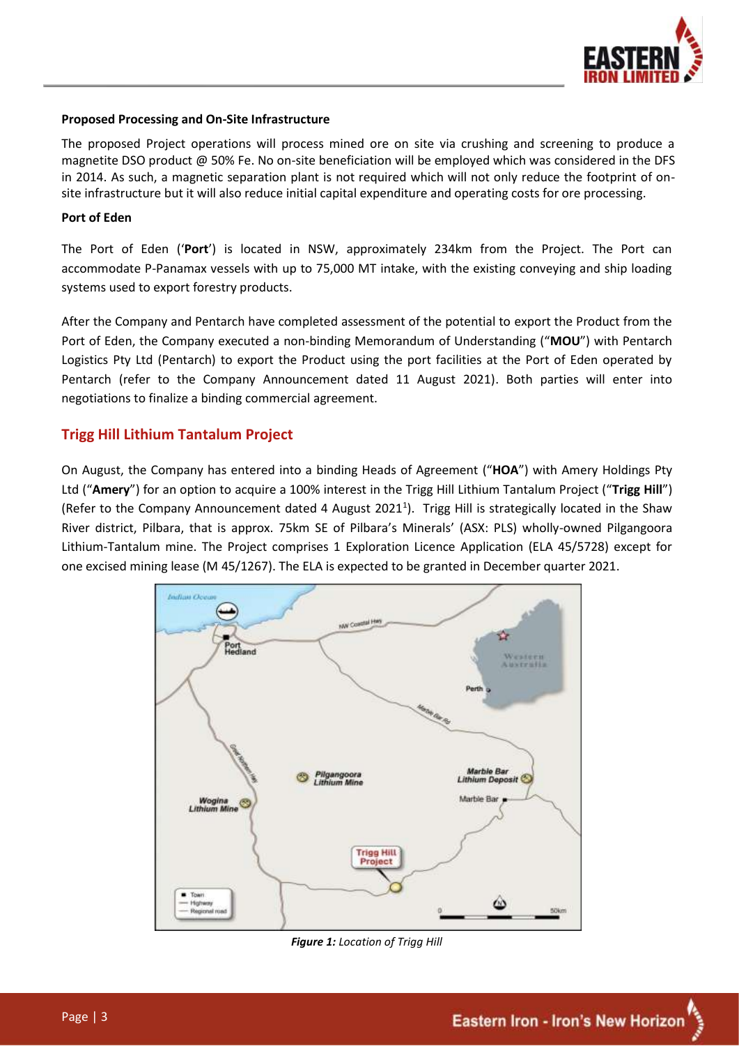**Proposed Processing and On-Site Infrastructure**

The proposed Project operations will process mined ore on site via crushing and screening to produce a magnetite DSO product @ 50% Fe. No on-site beneficiation will be employed which was considered in the DFS in 2014. As such, a magnetic separation plant is not required which will not only reduce the footprint of on-site infrastructure but it will also reduce initial capital expenditure and operating costs for ore processing.

**Port of Eden**

The Port of Eden ('**Port**') is located in NSW, approximately 234km from the Project. The Port can accommodate P-Panamax vessels with up to 75,000 MT intake, with the existing conveying and ship loading systems used to export forestry products.

After the Company and Pentarch have completed assessment of the potential to export the Product from the Port of Eden, the Company executed a non-binding Memorandum of Understanding ("**MOU**") with Pentarch Logistics Pty Ltd (Pentarch) to export the Product using the port facilities at the Port of Eden operated by Pentarch (refer to the Company Announcement dated 11 August 2021). Both parties will enter into negotiations to finalize a binding commercial agreement.

## Trigg Hill Lithium Tantalum Project

On August, the Company has entered into a binding Heads of Agreement ("**HOA**") with Amery Holdings Pty Ltd ("**Amery**") for an option to acquire a 100% interest in the Trigg Hill Lithium Tantalum Project ("**Trigg Hill**") (Refer to the Company Announcement dated 4 August 2021[1]). Trigg Hill is strategically located in the Shaw River district, Pilbara, that is approx. 75km SE of Pilbara's Minerals' (ASX: PLS) wholly-owned Pilgangoora Lithium-Tantalum mine. The Project comprises 1 Exploration Licence Application (ELA 45/5728) except for one excised mining lease (M 45/1267). The ELA is expected to be granted in December quarter 2021.

Indian Ocean
Port Hedland
NW Coastal Hwy
Western Australia
Perth
Marble Bar Rd
Great Northern Hwy
Pilgangoora Lithium Mine
Marble Bar Lithium Deposit
Marble Bar
Wogina Lithium Mine
Trigg Hill Project
Town
Highway
Regional road
0
50km

***Figure 1:*** *Location of Trigg Hill*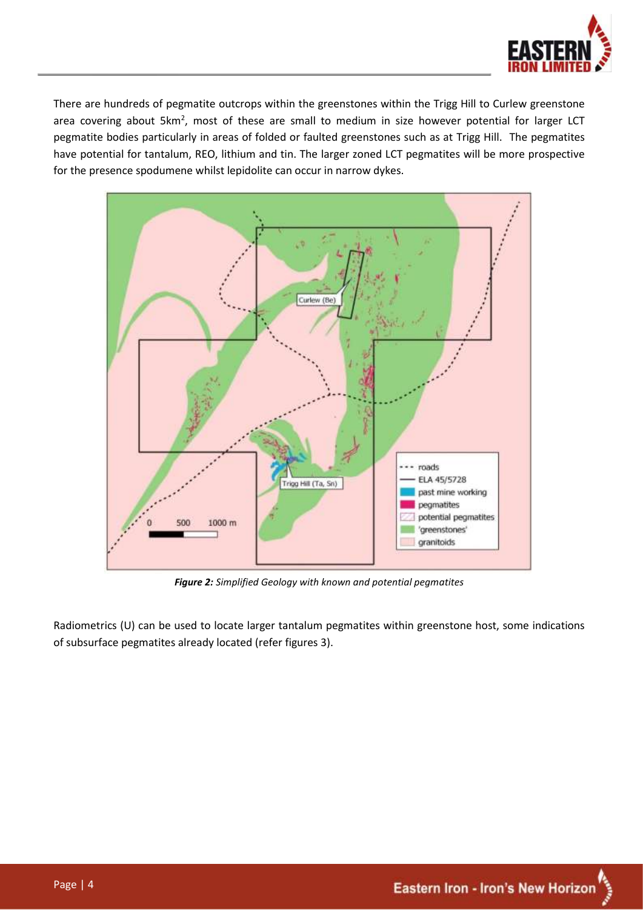There are hundreds of pegmatite outcrops within the greenstones within the Trigg Hill to Curlew greenstone area covering about 5km$^2$, most of these are small to medium in size however potential for larger LCT pegmatite bodies particularly in areas of folded or faulted greenstones such as at Trigg Hill. The pegmatites have potential for tantalum, REO, lithium and tin. The larger zoned LCT pegmatites will be more prospective for the presence spodumene whilst lepidolite can occur in narrow dykes.

Curlew (Be)

Trigg Hill (Ta, Sn)

roads
ELA 45/5728
past mine working
pegmatites
potential pegmatites
'greenstones'
granitoids

0 500 1000 m

***Figure 2:*** *Simplified Geology with known and potential pegmatites*

Radiometrics (U) can be used to locate larger tantalum pegmatites within greenstone host, some indications of subsurface pegmatites already located (refer figures 3).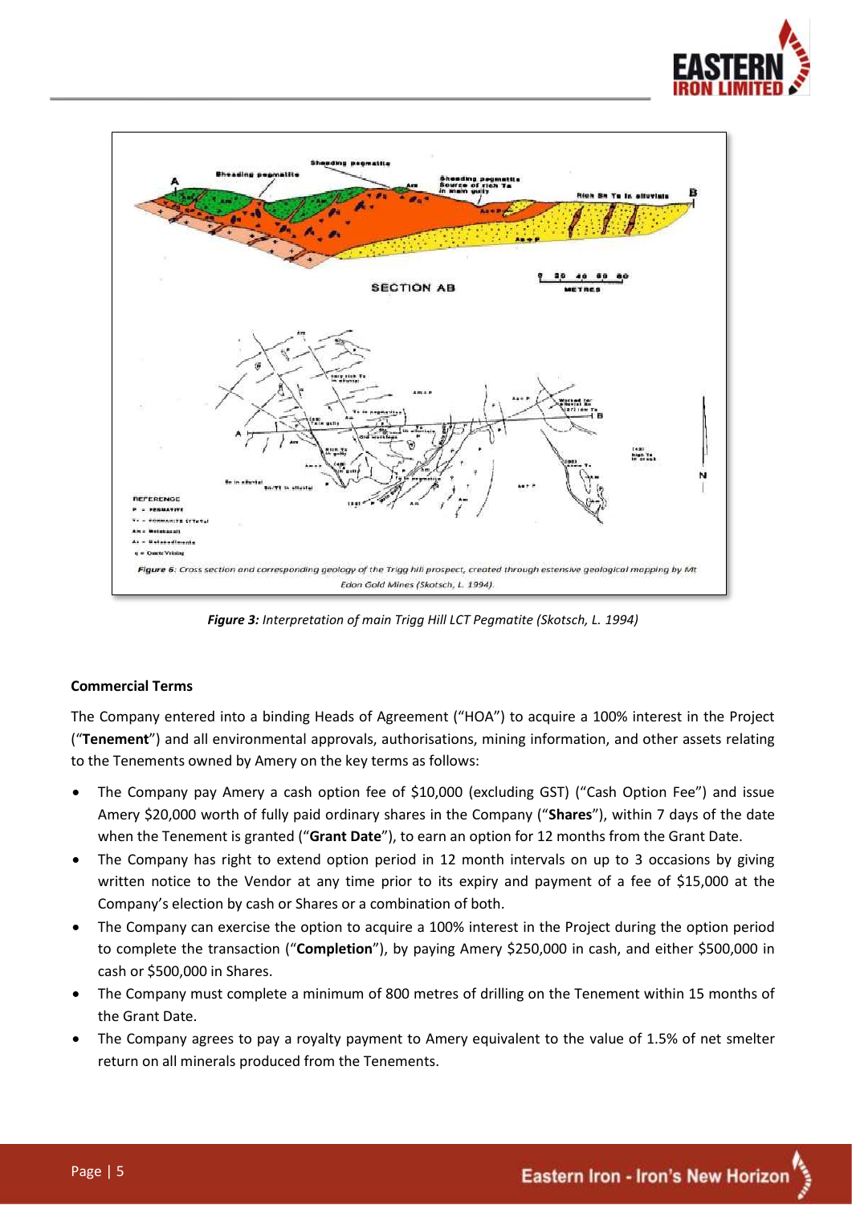SECTION AB

0 20 40 60 80

METRES

REFERENCE
P = PEGMATITE
Ta = TANTALITE
Am = Metabasalt
As = Metasediments
q = Quartz Veining

*Figure 6: Cross section and corresponding geology of the Trigg hill prospect, created through extensive geological mapping by Mt Edon Gold Mines (Skotsch, L. 1994).*

***Figure 3:** Interpretation of main Trigg Hill LCT Pegmatite (Skotsch, L. 1994)*

**Commercial Terms**

The Company entered into a binding Heads of Agreement ("HOA") to acquire a 100% interest in the Project ("**Tenement**") and all environmental approvals, authorisations, mining information, and other assets relating to the Tenements owned by Amery on the key terms as follows:

- The Company pay Amery a cash option fee of $10,000 (excluding GST) ("Cash Option Fee") and issue Amery $20,000 worth of fully paid ordinary shares in the Company ("**Shares**"), within 7 days of the date when the Tenement is granted ("**Grant Date**"), to earn an option for 12 months from the Grant Date.
- The Company has right to extend option period in 12 month intervals on up to 3 occasions by giving written notice to the Vendor at any time prior to its expiry and payment of a fee of $15,000 at the Company's election by cash or Shares or a combination of both.
- The Company can exercise the option to acquire a 100% interest in the Project during the option period to complete the transaction ("**Completion**"), by paying Amery $250,000 in cash, and either $500,000 in cash or $500,000 in Shares.
- The Company must complete a minimum of 800 metres of drilling on the Tenement within 15 months of the Grant Date.
- The Company agrees to pay a royalty payment to Amery equivalent to the value of 1.5% of net smelter return on all minerals produced from the Tenements.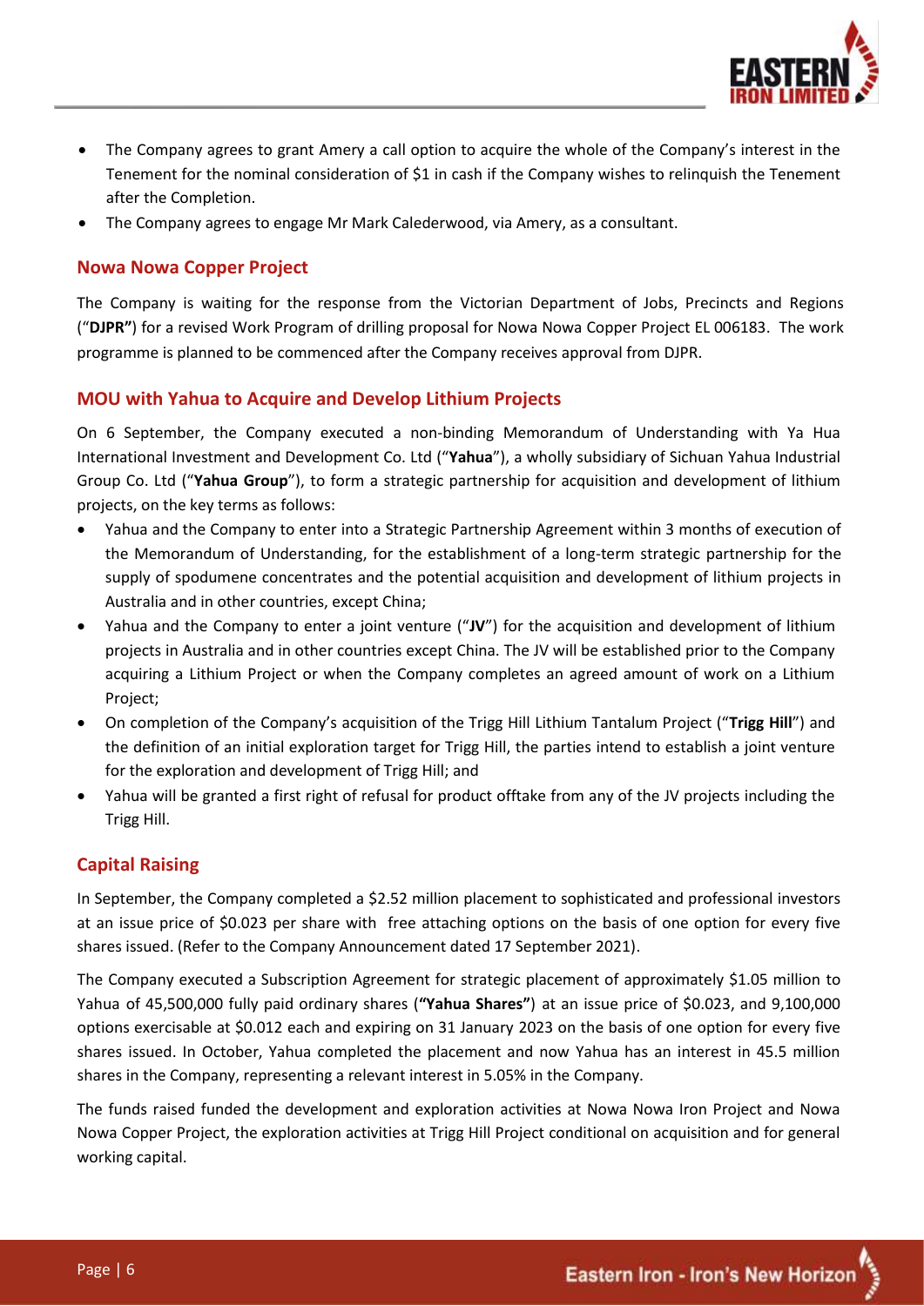- The Company agrees to grant Amery a call option to acquire the whole of the Company's interest in the Tenement for the nominal consideration of $1 in cash if the Company wishes to relinquish the Tenement after the Completion.
- The Company agrees to engage Mr Mark Calederwood, via Amery, as a consultant.

## Nowa Nowa Copper Project

The Company is waiting for the response from the Victorian Department of Jobs, Precincts and Regions ("**DJPR"**) for a revised Work Program of drilling proposal for Nowa Nowa Copper Project EL 006183. The work programme is planned to be commenced after the Company receives approval from DJPR.

## MOU with Yahua to Acquire and Develop Lithium Projects

On 6 September, the Company executed a non-binding Memorandum of Understanding with Ya Hua International Investment and Development Co. Ltd ("**Yahua**"), a wholly subsidiary of Sichuan Yahua Industrial Group Co. Ltd ("**Yahua Group**"), to form a strategic partnership for acquisition and development of lithium projects, on the key terms as follows:

- Yahua and the Company to enter into a Strategic Partnership Agreement within 3 months of execution of the Memorandum of Understanding, for the establishment of a long-term strategic partnership for the supply of spodumene concentrates and the potential acquisition and development of lithium projects in Australia and in other countries, except China;
- Yahua and the Company to enter a joint venture ("**JV**") for the acquisition and development of lithium projects in Australia and in other countries except China. The JV will be established prior to the Company acquiring a Lithium Project or when the Company completes an agreed amount of work on a Lithium Project;
- On completion of the Company's acquisition of the Trigg Hill Lithium Tantalum Project ("**Trigg Hill**") and the definition of an initial exploration target for Trigg Hill, the parties intend to establish a joint venture for the exploration and development of Trigg Hill; and
- Yahua will be granted a first right of refusal for product offtake from any of the JV projects including the Trigg Hill.

## Capital Raising

In September, the Company completed a $2.52 million placement to sophisticated and professional investors at an issue price of $0.023 per share with free attaching options on the basis of one option for every five shares issued. (Refer to the Company Announcement dated 17 September 2021).

The Company executed a Subscription Agreement for strategic placement of approximately $1.05 million to Yahua of 45,500,000 fully paid ordinary shares (**"Yahua Shares"**) at an issue price of $0.023, and 9,100,000 options exercisable at $0.012 each and expiring on 31 January 2023 on the basis of one option for every five shares issued. In October, Yahua completed the placement and now Yahua has an interest in 45.5 million shares in the Company, representing a relevant interest in 5.05% in the Company.

The funds raised funded the development and exploration activities at Nowa Nowa Iron Project and Nowa Nowa Copper Project, the exploration activities at Trigg Hill Project conditional on acquisition and for general working capital.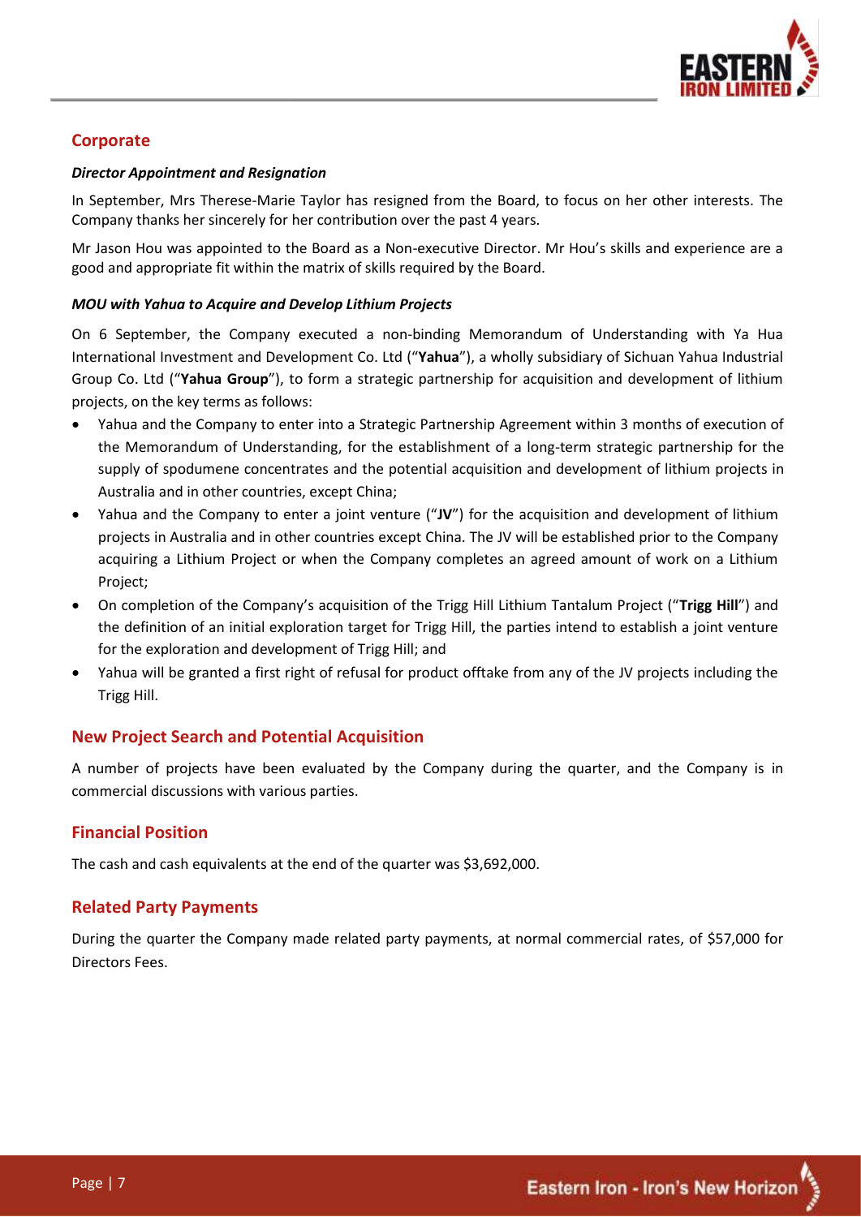## Corporate

***Director Appointment and Resignation***

In September, Mrs Therese-Marie Taylor has resigned from the Board, to focus on her other interests. The Company thanks her sincerely for her contribution over the past 4 years.

Mr Jason Hou was appointed to the Board as a Non-executive Director. Mr Hou's skills and experience are a good and appropriate fit within the matrix of skills required by the Board.

***MOU with Yahua to Acquire and Develop Lithium Projects***

On 6 September, the Company executed a non-binding Memorandum of Understanding with Ya Hua International Investment and Development Co. Ltd ("**Yahua**"), a wholly subsidiary of Sichuan Yahua Industrial Group Co. Ltd ("**Yahua Group**"), to form a strategic partnership for acquisition and development of lithium projects, on the key terms as follows:

- Yahua and the Company to enter into a Strategic Partnership Agreement within 3 months of execution of the Memorandum of Understanding, for the establishment of a long-term strategic partnership for the supply of spodumene concentrates and the potential acquisition and development of lithium projects in Australia and in other countries, except China;
- Yahua and the Company to enter a joint venture ("**JV**") for the acquisition and development of lithium projects in Australia and in other countries except China. The JV will be established prior to the Company acquiring a Lithium Project or when the Company completes an agreed amount of work on a Lithium Project;
- On completion of the Company's acquisition of the Trigg Hill Lithium Tantalum Project ("**Trigg Hill**") and the definition of an initial exploration target for Trigg Hill, the parties intend to establish a joint venture for the exploration and development of Trigg Hill; and
- Yahua will be granted a first right of refusal for product offtake from any of the JV projects including the Trigg Hill.

## New Project Search and Potential Acquisition

A number of projects have been evaluated by the Company during the quarter, and the Company is in commercial discussions with various parties.

## Financial Position

The cash and cash equivalents at the end of the quarter was $3,692,000.

## Related Party Payments

During the quarter the Company made related party payments, at normal commercial rates, of $57,000 for Directors Fees.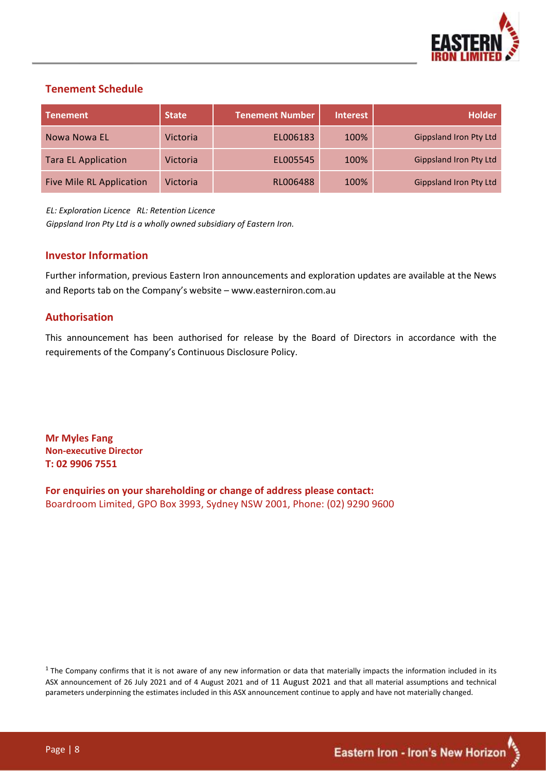## Tenement Schedule

| Tenement | State | Tenement Number | Interest | Holder |
|---|---|---|---|---|
| Nowa Nowa EL | Victoria | EL006183 | 100% | Gippsland Iron Pty Ltd |
| Tara EL Application | Victoria | EL005545 | 100% | Gippsland Iron Pty Ltd |
| Five Mile RL Application | Victoria | RL006488 | 100% | Gippsland Iron Pty Ltd |

*EL: Exploration Licence   RL: Retention Licence*
*Gippsland Iron Pty Ltd is a wholly owned subsidiary of Eastern Iron.*

## Investor Information

Further information, previous Eastern Iron announcements and exploration updates are available at the News and Reports tab on the Company's website – www.easterniron.com.au

## Authorisation

This announcement has been authorised for release by the Board of Directors in accordance with the requirements of the Company's Continuous Disclosure Policy.

**Mr Myles Fang**
**Non-executive Director**
**T: 02 9906 7551**

**For enquiries on your shareholding or change of address please contact:**
Boardroom Limited, GPO Box 3993, Sydney NSW 2001, Phone: (02) 9290 9600

[1] The Company confirms that it is not aware of any new information or data that materially impacts the information included in its ASX announcement of 26 July 2021 and of 4 August 2021 and of 11 August 2021 and that all material assumptions and technical parameters underpinning the estimates included in this ASX announcement continue to apply and have not materially changed.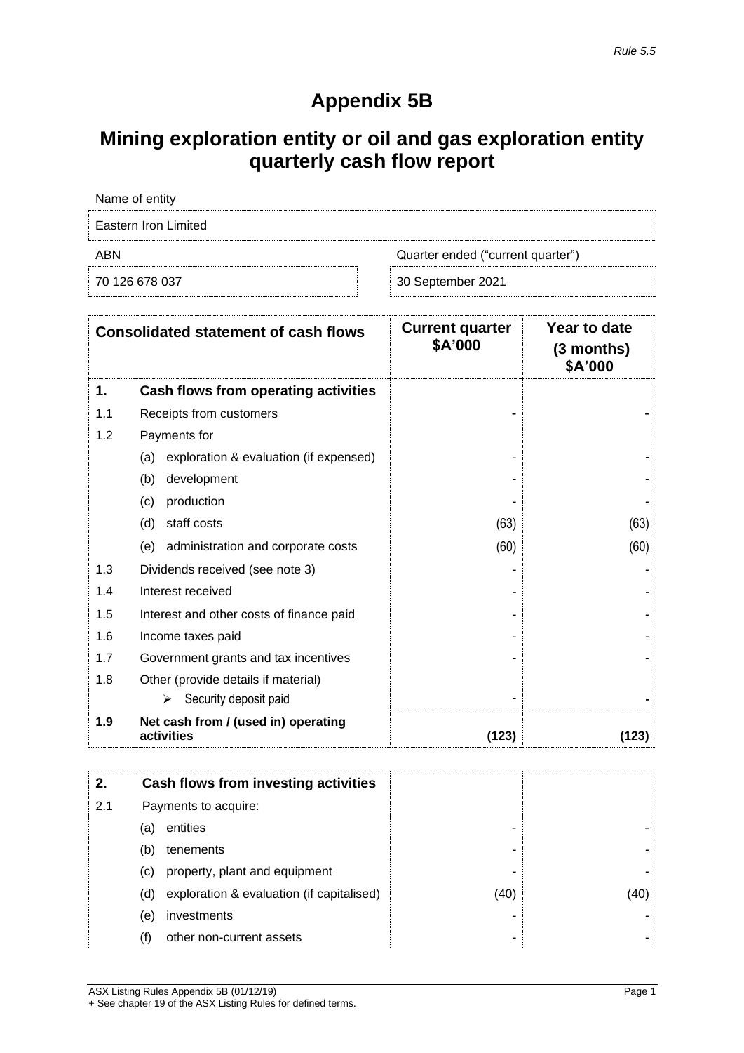*Rule 5.5*

# Appendix 5B

# Mining exploration entity or oil and gas exploration entity quarterly cash flow report

| Name of entity | |
|---|---|
| Eastern Iron Limited | |
| **ABN** | **Quarter ended ("current quarter")** |
| 70 126 678 037 | 30 September 2021 |

| Consolidated statement of cash flows | | Current quarter $A'000 | Year to date (3 months) $A'000 |
|---|---|---|---|
| **1.** | **Cash flows from operating activities** | | |
| 1.1 | Receipts from customers | - | - |
| 1.2 | Payments for | | |
| | (a) exploration & evaluation (if expensed) | - | - |
| | (b) development | - | - |
| | (c) production | - | - |
| | (d) staff costs | (63) | (63) |
| | (e) administration and corporate costs | (60) | (60) |
| 1.3 | Dividends received (see note 3) | - | - |
| 1.4 | Interest received | - | - |
| 1.5 | Interest and other costs of finance paid | - | - |
| 1.6 | Income taxes paid | - | - |
| 1.7 | Government grants and tax incentives | - | - |
| 1.8 | Other (provide details if material) | | |
| | ➢ Security deposit paid | - | - |
| **1.9** | **Net cash from / (used in) operating activities** | **(123)** | **(123)** |

| | | | |
|---|---|---|---|
| **2.** | **Cash flows from investing activities** | | |
| 2.1 | Payments to acquire: | | |
| | (a) entities | - | - |
| | (b) tenements | - | - |
| | (c) property, plant and equipment | - | - |
| | (d) exploration & evaluation (if capitalised) | (40) | (40) |
| | (e) investments | - | - |
| | (f) other non-current assets | - | - |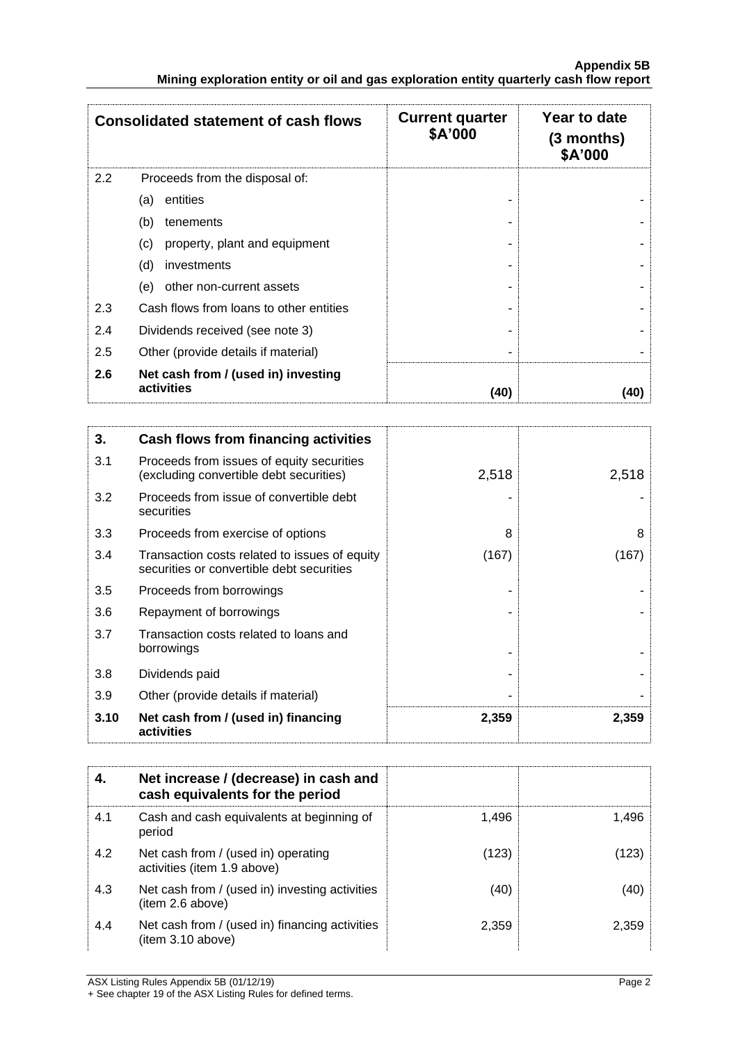| Consolidated statement of cash flows | | Current quarter $A'000 | Year to date (3 months) $A'000 |
|---|---|---|---|
| 2.2 | Proceeds from the disposal of: | | |
| | (a) entities | - | - |
| | (b) tenements | - | - |
| | (c) property, plant and equipment | - | - |
| | (d) investments | - | - |
| | (e) other non-current assets | - | - |
| 2.3 | Cash flows from loans to other entities | - | - |
| 2.4 | Dividends received (see note 3) | - | - |
| 2.5 | Other (provide details if material) | - | - |
| **2.6** | **Net cash from / (used in) investing activities** | **(40)** | **(40)** |

| | | | |
|---|---|---|---|
| **3.** | **Cash flows from financing activities** | | |
| 3.1 | Proceeds from issues of equity securities (excluding convertible debt securities) | 2,518 | 2,518 |
| 3.2 | Proceeds from issue of convertible debt securities | - | - |
| 3.3 | Proceeds from exercise of options | 8 | 8 |
| 3.4 | Transaction costs related to issues of equity securities or convertible debt securities | (167) | (167) |
| 3.5 | Proceeds from borrowings | - | - |
| 3.6 | Repayment of borrowings | - | - |
| 3.7 | Transaction costs related to loans and borrowings | - | - |
| 3.8 | Dividends paid | - | - |
| 3.9 | Other (provide details if material) | - | - |
| **3.10** | **Net cash from / (used in) financing activities** | **2,359** | **2,359** |

| | | | |
|---|---|---|---|
| **4.** | **Net increase / (decrease) in cash and cash equivalents for the period** | | |
| 4.1 | Cash and cash equivalents at beginning of period | 1,496 | 1,496 |
| 4.2 | Net cash from / (used in) operating activities (item 1.9 above) | (123) | (123) |
| 4.3 | Net cash from / (used in) investing activities (item 2.6 above) | (40) | (40) |
| 4.4 | Net cash from / (used in) financing activities (item 3.10 above) | 2,359 | 2,359 |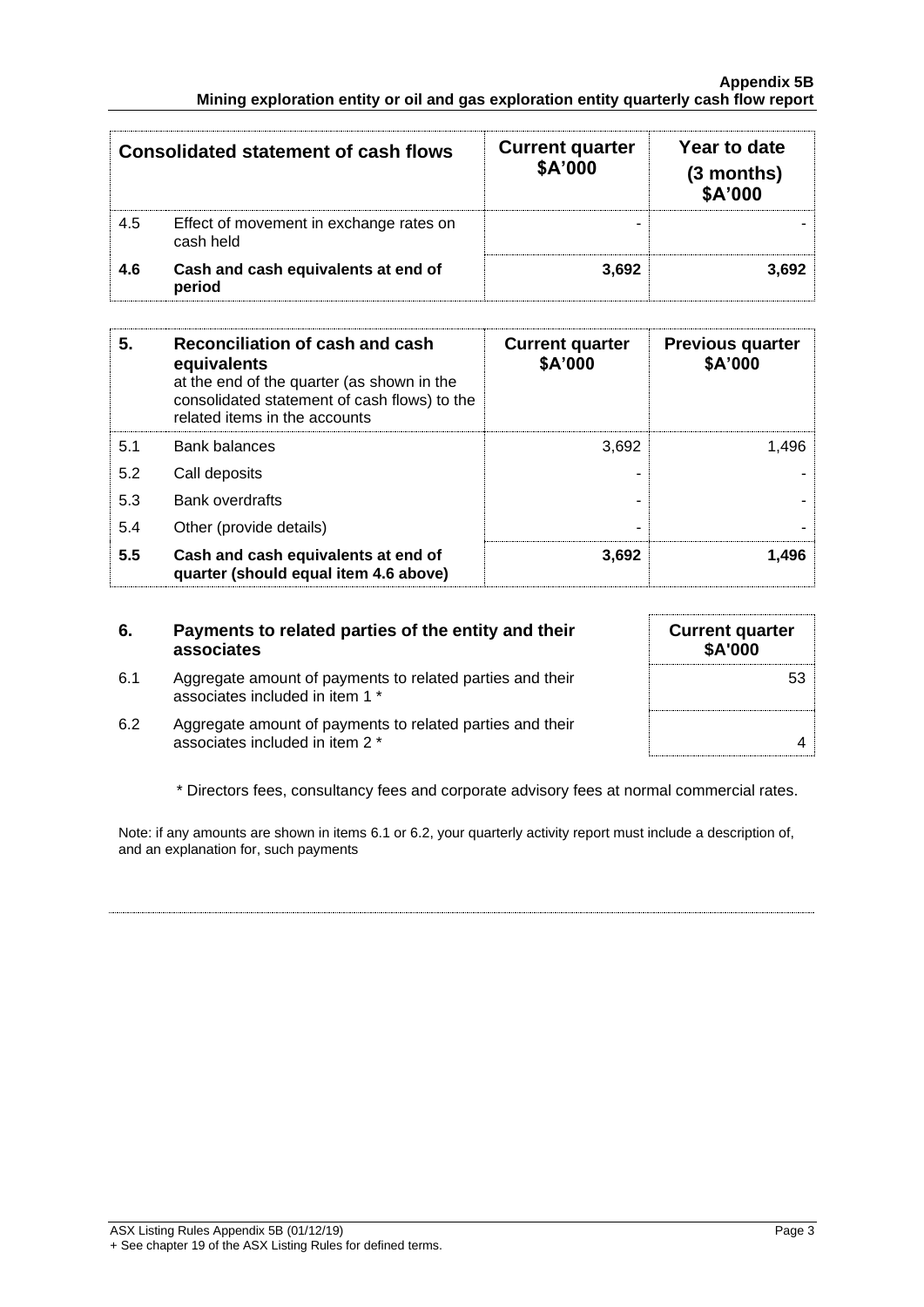| Consolidated statement of cash flows | | Current quarter $A'000 | Year to date (3 months) $A'000 |
|---|---|---|---|
| 4.5 | Effect of movement in exchange rates on cash held | - | - |
| **4.6** | **Cash and cash equivalents at end of period** | **3,692** | **3,692** |

| 5. | **Reconciliation of cash and cash equivalents** at the end of the quarter (as shown in the consolidated statement of cash flows) to the related items in the accounts | **Current quarter $A'000** | **Previous quarter $A'000** |
|---|---|---|---|
| 5.1 | Bank balances | 3,692 | 1,496 |
| 5.2 | Call deposits | - | - |
| 5.3 | Bank overdrafts | - | - |
| 5.4 | Other (provide details) | - | - |
| **5.5** | **Cash and cash equivalents at end of quarter (should equal item 4.6 above)** | **3,692** | **1,496** |

| 6. | **Payments to related parties of the entity and their associates** | **Current quarter $A'000** |
|---|---|---|
| 6.1 | Aggregate amount of payments to related parties and their associates included in item 1 * | 53 |
| 6.2 | Aggregate amount of payments to related parties and their associates included in item 2 * | 4 |

\* Directors fees, consultancy fees and corporate advisory fees at normal commercial rates.

Note: if any amounts are shown in items 6.1 or 6.2, your quarterly activity report must include a description of, and an explanation for, such payments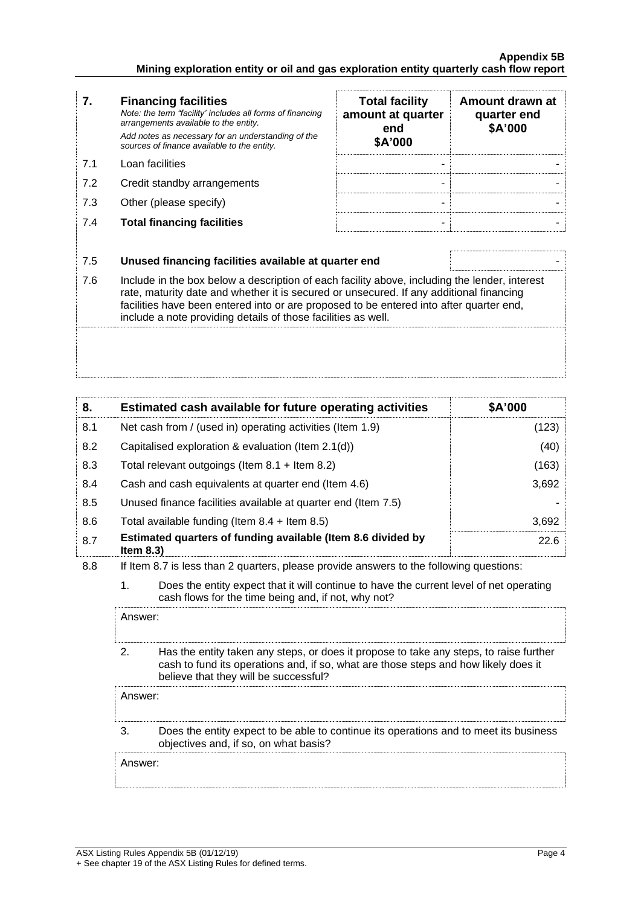| 7. | **Financing facilities** *Note: the term "facility' includes all forms of financing arrangements available to the entity.* *Add notes as necessary for an understanding of the sources of finance available to the entity.* | **Total facility amount at quarter end \$A'000** | **Amount drawn at quarter end \$A'000** |
|---|---|---|---|
| 7.1 | Loan facilities | - | - |
| 7.2 | Credit standby arrangements | - | - |
| 7.3 | Other (please specify) | - | - |
| 7.4 | **Total financing facilities** | - | - |

| | | |
|---|---|---|
| 7.5 | **Unused financing facilities available at quarter end** | - |

7.6 Include in the box below a description of each facility above, including the lender, interest rate, maturity date and whether it is secured or unsecured. If any additional financing facilities have been entered into or are proposed to be entered into after quarter end, include a note providing details of those facilities as well.

| 8. | **Estimated cash available for future operating activities** | **\$A'000** |
|---|---|---|
| 8.1 | Net cash from / (used in) operating activities (Item 1.9) | (123) |
| 8.2 | Capitalised exploration & evaluation (Item 2.1(d)) | (40) |
| 8.3 | Total relevant outgoings (Item 8.1 + Item 8.2) | (163) |
| 8.4 | Cash and cash equivalents at quarter end (Item 4.6) | 3,692 |
| 8.5 | Unused finance facilities available at quarter end (Item 7.5) | - |
| 8.6 | Total available funding (Item 8.4 + Item 8.5) | 3,692 |
| 8.7 | **Estimated quarters of funding available (Item 8.6 divided by Item 8.3)** | 22.6 |

8.8 If Item 8.7 is less than 2 quarters, please provide answers to the following questions:

1. Does the entity expect that it will continue to have the current level of net operating cash flows for the time being and, if not, why not?

Answer:

2. Has the entity taken any steps, or does it propose to take any steps, to raise further cash to fund its operations and, if so, what are those steps and how likely does it believe that they will be successful?

Answer:

3. Does the entity expect to be able to continue its operations and to meet its business objectives and, if so, on what basis?

Answer: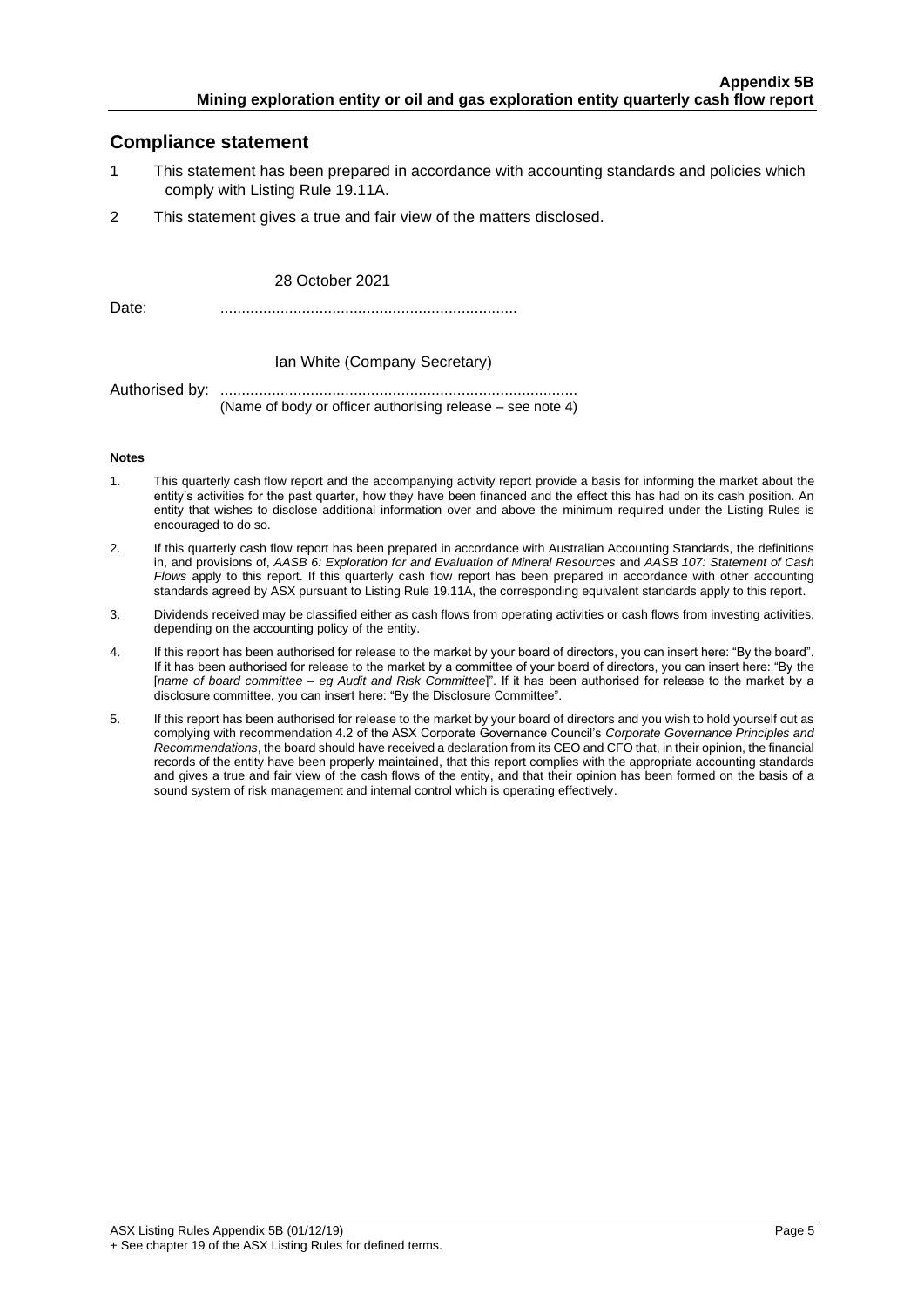## Compliance statement

1. This statement has been prepared in accordance with accounting standards and policies which comply with Listing Rule 19.11A.
2. This statement gives a true and fair view of the matters disclosed.

Date: 28 October 2021

Authorised by: Ian White (Company Secretary)
(Name of body or officer authorising release – see note 4)

**Notes**

1. This quarterly cash flow report and the accompanying activity report provide a basis for informing the market about the entity's activities for the past quarter, how they have been financed and the effect this has had on its cash position. An entity that wishes to disclose additional information over and above the minimum required under the Listing Rules is encouraged to do so.
2. If this quarterly cash flow report has been prepared in accordance with Australian Accounting Standards, the definitions in, and provisions of, *AASB 6: Exploration for and Evaluation of Mineral Resources* and *AASB 107: Statement of Cash Flows* apply to this report. If this quarterly cash flow report has been prepared in accordance with other accounting standards agreed by ASX pursuant to Listing Rule 19.11A, the corresponding equivalent standards apply to this report.
3. Dividends received may be classified either as cash flows from operating activities or cash flows from investing activities, depending on the accounting policy of the entity.
4. If this report has been authorised for release to the market by your board of directors, you can insert here: "By the board". If it has been authorised for release to the market by a committee of your board of directors, you can insert here: "By the [*name of board committee – eg Audit and Risk Committee*]". If it has been authorised for release to the market by a disclosure committee, you can insert here: "By the Disclosure Committee".
5. If this report has been authorised for release to the market by your board of directors and you wish to hold yourself out as complying with recommendation 4.2 of the ASX Corporate Governance Council's *Corporate Governance Principles and Recommendations*, the board should have received a declaration from its CEO and CFO that, in their opinion, the financial records of the entity have been properly maintained, that this report complies with the appropriate accounting standards and gives a true and fair view of the cash flows of the entity, and that their opinion has been formed on the basis of a sound system of risk management and internal control which is operating effectively.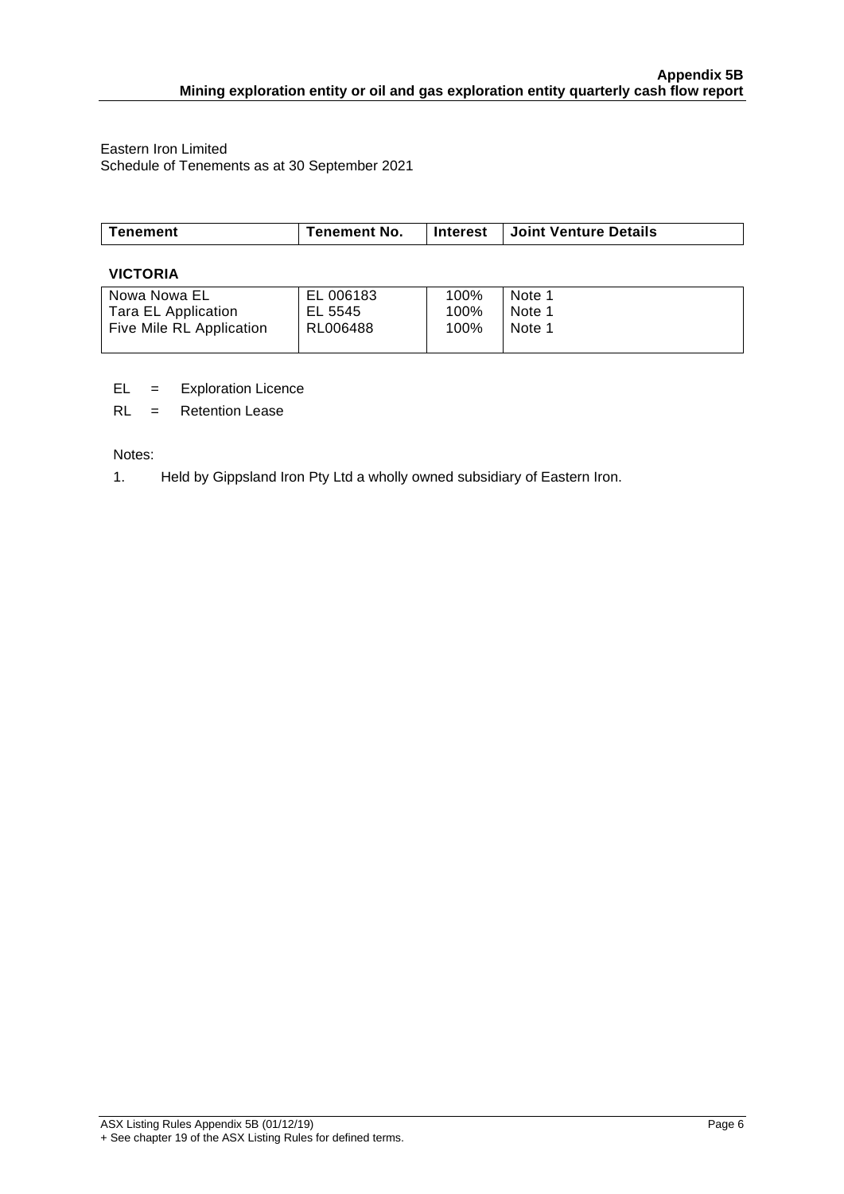Eastern Iron Limited
Schedule of Tenements as at 30 September 2021

| Tenement | Tenement No. | Interest | Joint Venture Details |
|---|---|---|---|
| **VICTORIA** | | | |
| Nowa Nowa EL | EL 006183 | 100% | Note 1 |
| Tara EL Application | EL 5545 | 100% | Note 1 |
| Five Mile RL Application | RL006488 | 100% | Note 1 |

EL = Exploration Licence

RL = Retention Lease

Notes:

1. Held by Gippsland Iron Pty Ltd a wholly owned subsidiary of Eastern Iron.